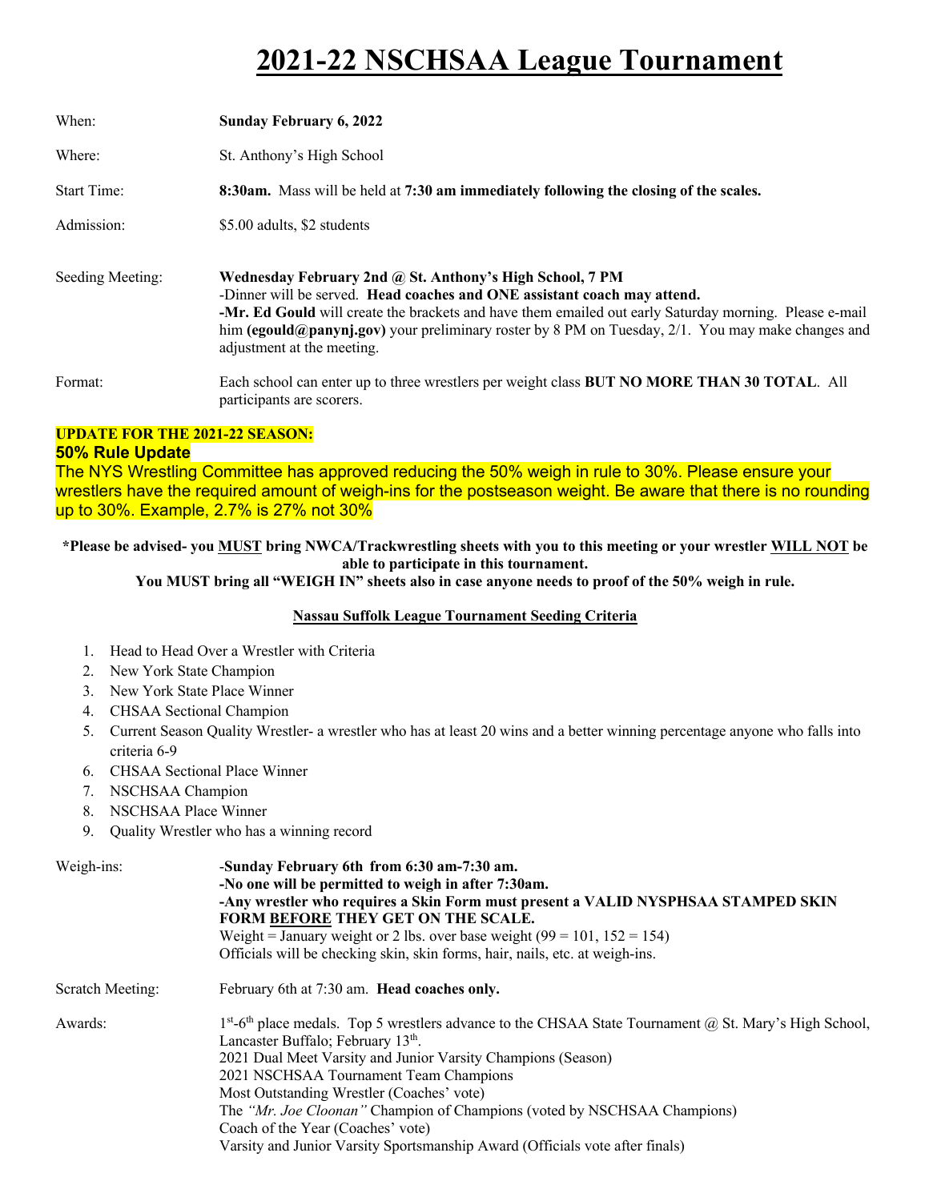# 2021-22 NSCHSAA League Tournament

| | |
|---|---|
| When: | **Sunday February 6, 2022** |
| Where: | St. Anthony's High School |
| Start Time: | **8:30am.** Mass will be held at **7:30 am immediately following the closing of the scales.** |
| Admission: | $5.00 adults, $2 students |
| Seeding Meeting: | **Wednesday February 2nd @ St. Anthony's High School, 7 PM**<br>-Dinner will be served. **Head coaches and ONE assistant coach may attend.**<br>**-Mr. Ed Gould** will create the brackets and have them emailed out early Saturday morning. Please e-mail him **(egould@panynj.gov)** your preliminary roster by 8 PM on Tuesday, 2/1. You may make changes and adjustment at the meeting. |
| Format: | Each school can enter up to three wrestlers per weight class **BUT NO MORE THAN 30 TOTAL**. All participants are scorers. |

**UPDATE FOR THE 2021-22 SEASON:**

**50% Rule Update**

The NYS Wrestling Committee has approved reducing the 50% weigh in rule to 30%. Please ensure your wrestlers have the required amount of weigh-ins for the postseason weight. Be aware that there is no rounding up to 30%. Example, 2.7% is 27% not 30%

**\*Please be advised- you MUST bring NWCA/Trackwrestling sheets with you to this meeting or your wrestler WILL NOT be able to participate in this tournament.**

**You MUST bring all "WEIGH IN" sheets also in case anyone needs to proof of the 50% weigh in rule.**

**Nassau Suffolk League Tournament Seeding Criteria**

1. Head to Head Over a Wrestler with Criteria
2. New York State Champion
3. New York State Place Winner
4. CHSAA Sectional Champion
5. Current Season Quality Wrestler- a wrestler who has at least 20 wins and a better winning percentage anyone who falls into criteria 6-9
6. CHSAA Sectional Place Winner
7. NSCHSAA Champion
8. NSCHSAA Place Winner
9. Quality Wrestler who has a winning record

| | |
|---|---|
| Weigh-ins: | **-Sunday February 6th from 6:30 am-7:30 am.**<br>**-No one will be permitted to weigh in after 7:30am.**<br>**-Any wrestler who requires a Skin Form must present a VALID NYSPHSAA STAMPED SKIN FORM BEFORE THEY GET ON THE SCALE.**<br>Weight = January weight or 2 lbs. over base weight (99 = 101, 152 = 154)<br>Officials will be checking skin, skin forms, hair, nails, etc. at weigh-ins. |
| Scratch Meeting: | February 6th at 7:30 am. **Head coaches only.** |
| Awards: | 1st-6th place medals. Top 5 wrestlers advance to the CHSAA State Tournament @ St. Mary's High School, Lancaster Buffalo; February 13th.<br>2021 Dual Meet Varsity and Junior Varsity Champions (Season)<br>2021 NSCHSAA Tournament Team Champions<br>Most Outstanding Wrestler (Coaches' vote)<br>The *"Mr. Joe Cloonan"* Champion of Champions (voted by NSCHSAA Champions)<br>Coach of the Year (Coaches' vote)<br>Varsity and Junior Varsity Sportsmanship Award (Officials vote after finals) |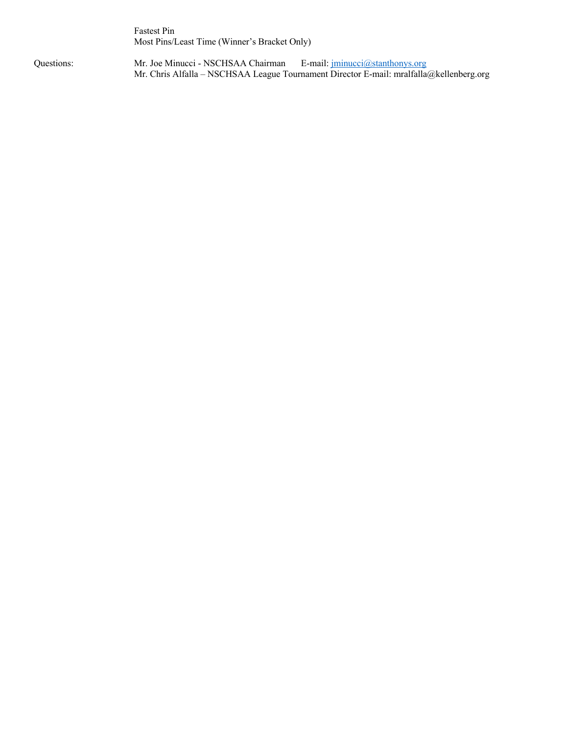Fastest Pin
Most Pins/Least Time (Winner's Bracket Only)

Questions: Mr. Joe Minucci - NSCHSAA Chairman E-mail: jminucci@stanthonys.org
Mr. Chris Alfalla – NSCHSAA League Tournament Director E-mail: mralfalla@kellenberg.org